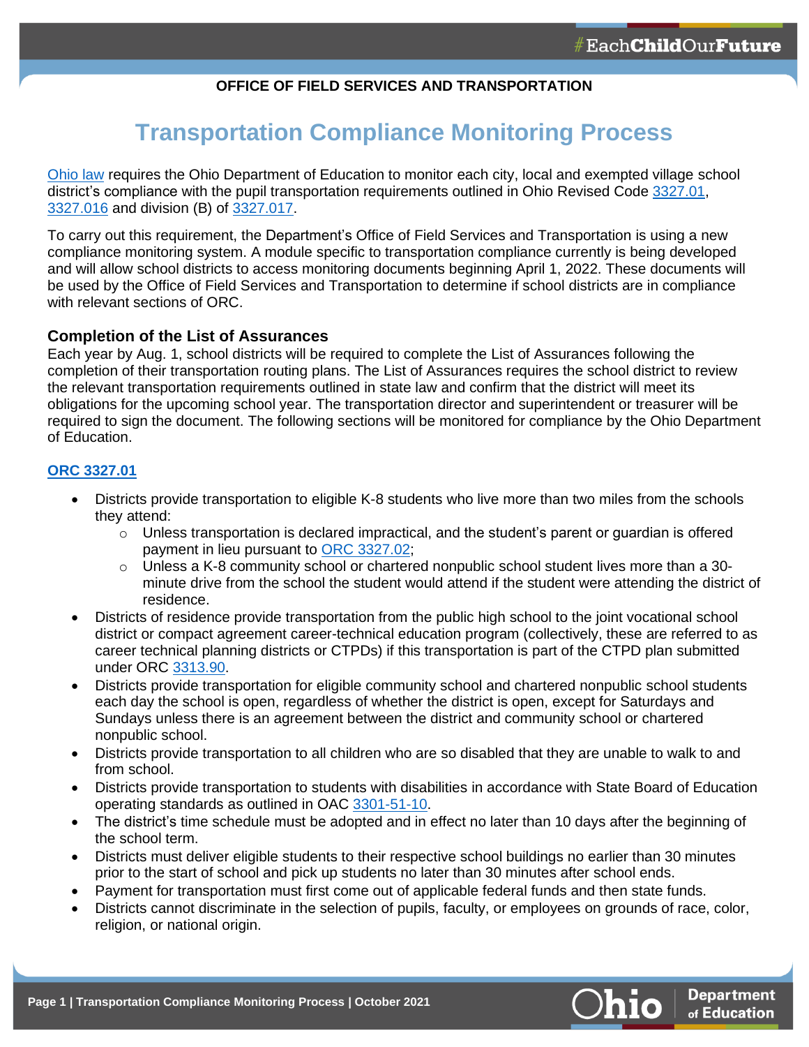**OFFICE OF FIELD SERVICES AND TRANSPORTATION**

# Transportation Compliance Monitoring Process

Ohio law requires the Ohio Department of Education to monitor each city, local and exempted village school district's compliance with the pupil transportation requirements outlined in Ohio Revised Code 3327.01, 3327.016 and division (B) of 3327.017.

To carry out this requirement, the Department's Office of Field Services and Transportation is using a new compliance monitoring system. A module specific to transportation compliance currently is being developed and will allow school districts to access monitoring documents beginning April 1, 2022. These documents will be used by the Office of Field Services and Transportation to determine if school districts are in compliance with relevant sections of ORC.

## Completion of the List of Assurances

Each year by Aug. 1, school districts will be required to complete the List of Assurances following the completion of their transportation routing plans. The List of Assurances requires the school district to review the relevant transportation requirements outlined in state law and confirm that the district will meet its obligations for the upcoming school year. The transportation director and superintendent or treasurer will be required to sign the document. The following sections will be monitored for compliance by the Ohio Department of Education.

### ORC 3327.01

- Districts provide transportation to eligible K-8 students who live more than two miles from the schools they attend:
  - Unless transportation is declared impractical, and the student's parent or guardian is offered payment in lieu pursuant to ORC 3327.02;
  - Unless a K-8 community school or chartered nonpublic school student lives more than a 30-minute drive from the school the student would attend if the student were attending the district of residence.
- Districts of residence provide transportation from the public high school to the joint vocational school district or compact agreement career-technical education program (collectively, these are referred to as career technical planning districts or CTPDs) if this transportation is part of the CTPD plan submitted under ORC 3313.90.
- Districts provide transportation for eligible community school and chartered nonpublic school students each day the school is open, regardless of whether the district is open, except for Saturdays and Sundays unless there is an agreement between the district and community school or chartered nonpublic school.
- Districts provide transportation to all children who are so disabled that they are unable to walk to and from school.
- Districts provide transportation to students with disabilities in accordance with State Board of Education operating standards as outlined in OAC 3301-51-10.
- The district's time schedule must be adopted and in effect no later than 10 days after the beginning of the school term.
- Districts must deliver eligible students to their respective school buildings no earlier than 30 minutes prior to the start of school and pick up students no later than 30 minutes after school ends.
- Payment for transportation must first come out of applicable federal funds and then state funds.
- Districts cannot discriminate in the selection of pupils, faculty, or employees on grounds of race, color, religion, or national origin.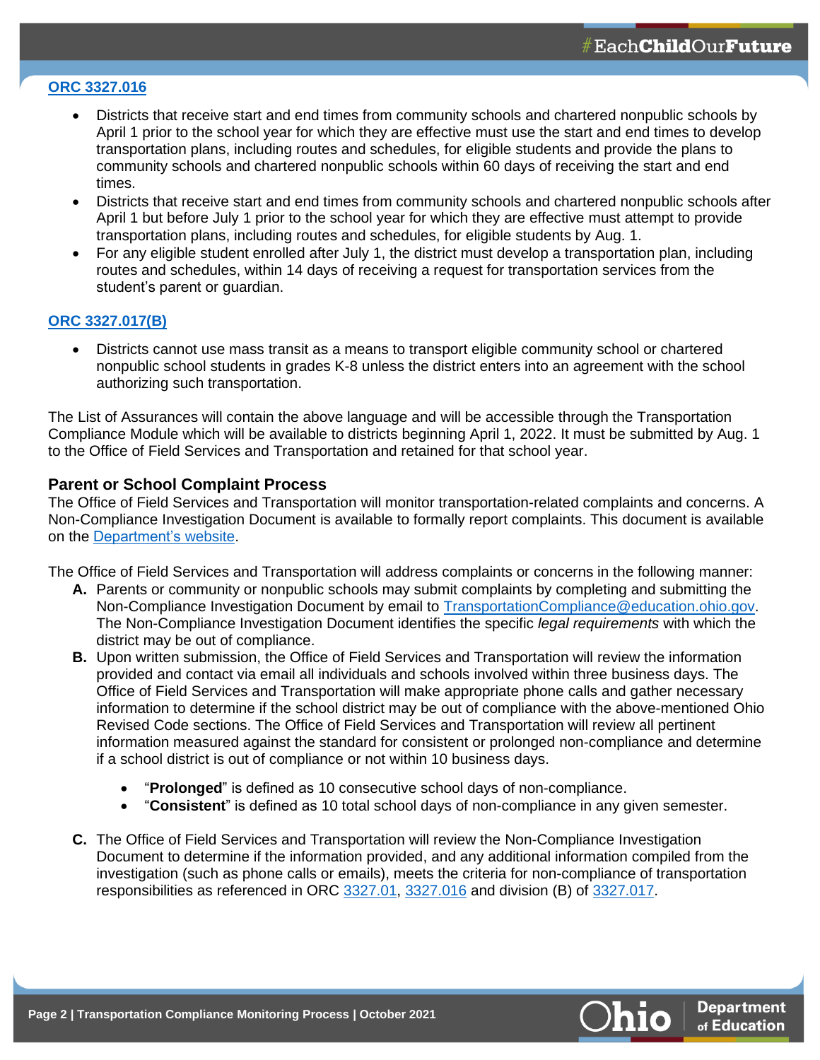[ORC 3327.016](#)

- Districts that receive start and end times from community schools and chartered nonpublic schools by April 1 prior to the school year for which they are effective must use the start and end times to develop transportation plans, including routes and schedules, for eligible students and provide the plans to community schools and chartered nonpublic schools within 60 days of receiving the start and end times.
- Districts that receive start and end times from community schools and chartered nonpublic schools after April 1 but before July 1 prior to the school year for which they are effective must attempt to provide transportation plans, including routes and schedules, for eligible students by Aug. 1.
- For any eligible student enrolled after July 1, the district must develop a transportation plan, including routes and schedules, within 14 days of receiving a request for transportation services from the student's parent or guardian.

[ORC 3327.017(B)](#)

- Districts cannot use mass transit as a means to transport eligible community school or chartered nonpublic school students in grades K-8 unless the district enters into an agreement with the school authorizing such transportation.

The List of Assurances will contain the above language and will be accessible through the Transportation Compliance Module which will be available to districts beginning April 1, 2022. It must be submitted by Aug. 1 to the Office of Field Services and Transportation and retained for that school year.

### Parent or School Complaint Process

The Office of Field Services and Transportation will monitor transportation-related complaints and concerns. A Non-Compliance Investigation Document is available to formally report complaints. This document is available on the Department's website.

The Office of Field Services and Transportation will address complaints or concerns in the following manner:

**A.** Parents or community or nonpublic schools may submit complaints by completing and submitting the Non-Compliance Investigation Document by email to TransportationCompliance@education.ohio.gov. The Non-Compliance Investigation Document identifies the specific *legal requirements* with which the district may be out of compliance.

**B.** Upon written submission, the Office of Field Services and Transportation will review the information provided and contact via email all individuals and schools involved within three business days. The Office of Field Services and Transportation will make appropriate phone calls and gather necessary information to determine if the school district may be out of compliance with the above-mentioned Ohio Revised Code sections. The Office of Field Services and Transportation will review all pertinent information measured against the standard for consistent or prolonged non-compliance and determine if a school district is out of compliance or not within 10 business days.

- "**Prolonged**" is defined as 10 consecutive school days of non-compliance.
- "**Consistent**" is defined as 10 total school days of non-compliance in any given semester.

**C.** The Office of Field Services and Transportation will review the Non-Compliance Investigation Document to determine if the information provided, and any additional information compiled from the investigation (such as phone calls or emails), meets the criteria for non-compliance of transportation responsibilities as referenced in ORC 3327.01, 3327.016 and division (B) of 3327.017.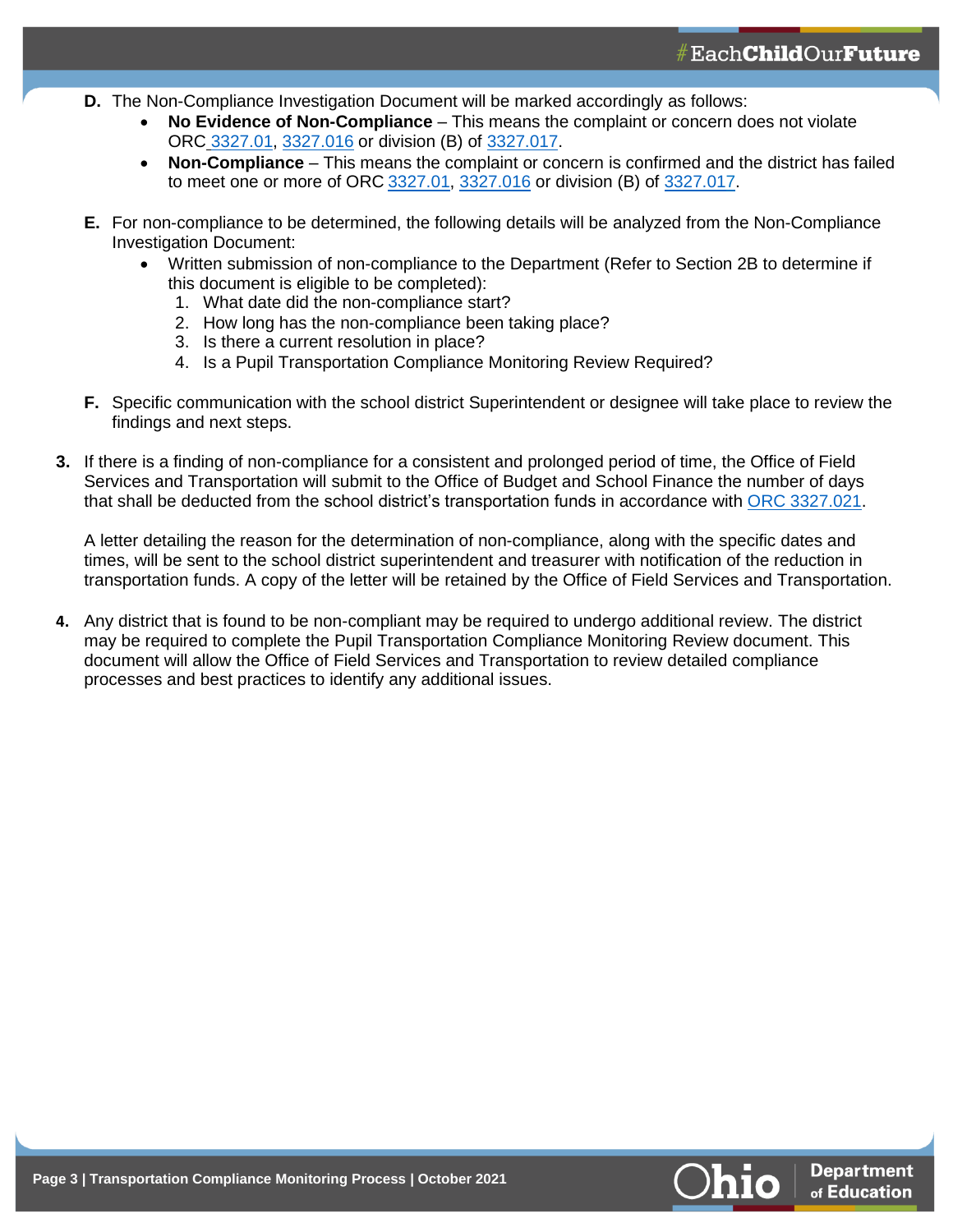**D.** The Non-Compliance Investigation Document will be marked accordingly as follows:

- **No Evidence of Non-Compliance** – This means the complaint or concern does not violate ORC 3327.01, 3327.016 or division (B) of 3327.017.
- **Non-Compliance** – This means the complaint or concern is confirmed and the district has failed to meet one or more of ORC 3327.01, 3327.016 or division (B) of 3327.017.

**E.** For non-compliance to be determined, the following details will be analyzed from the Non-Compliance Investigation Document:

- Written submission of non-compliance to the Department (Refer to Section 2B to determine if this document is eligible to be completed):
  1. What date did the non-compliance start?
  2. How long has the non-compliance been taking place?
  3. Is there a current resolution in place?
  4. Is a Pupil Transportation Compliance Monitoring Review Required?

**F.** Specific communication with the school district Superintendent or designee will take place to review the findings and next steps.

**3.** If there is a finding of non-compliance for a consistent and prolonged period of time, the Office of Field Services and Transportation will submit to the Office of Budget and School Finance the number of days that shall be deducted from the school district's transportation funds in accordance with ORC 3327.021.

A letter detailing the reason for the determination of non-compliance, along with the specific dates and times, will be sent to the school district superintendent and treasurer with notification of the reduction in transportation funds. A copy of the letter will be retained by the Office of Field Services and Transportation.

**4.** Any district that is found to be non-compliant may be required to undergo additional review. The district may be required to complete the Pupil Transportation Compliance Monitoring Review document. This document will allow the Office of Field Services and Transportation to review detailed compliance processes and best practices to identify any additional issues.